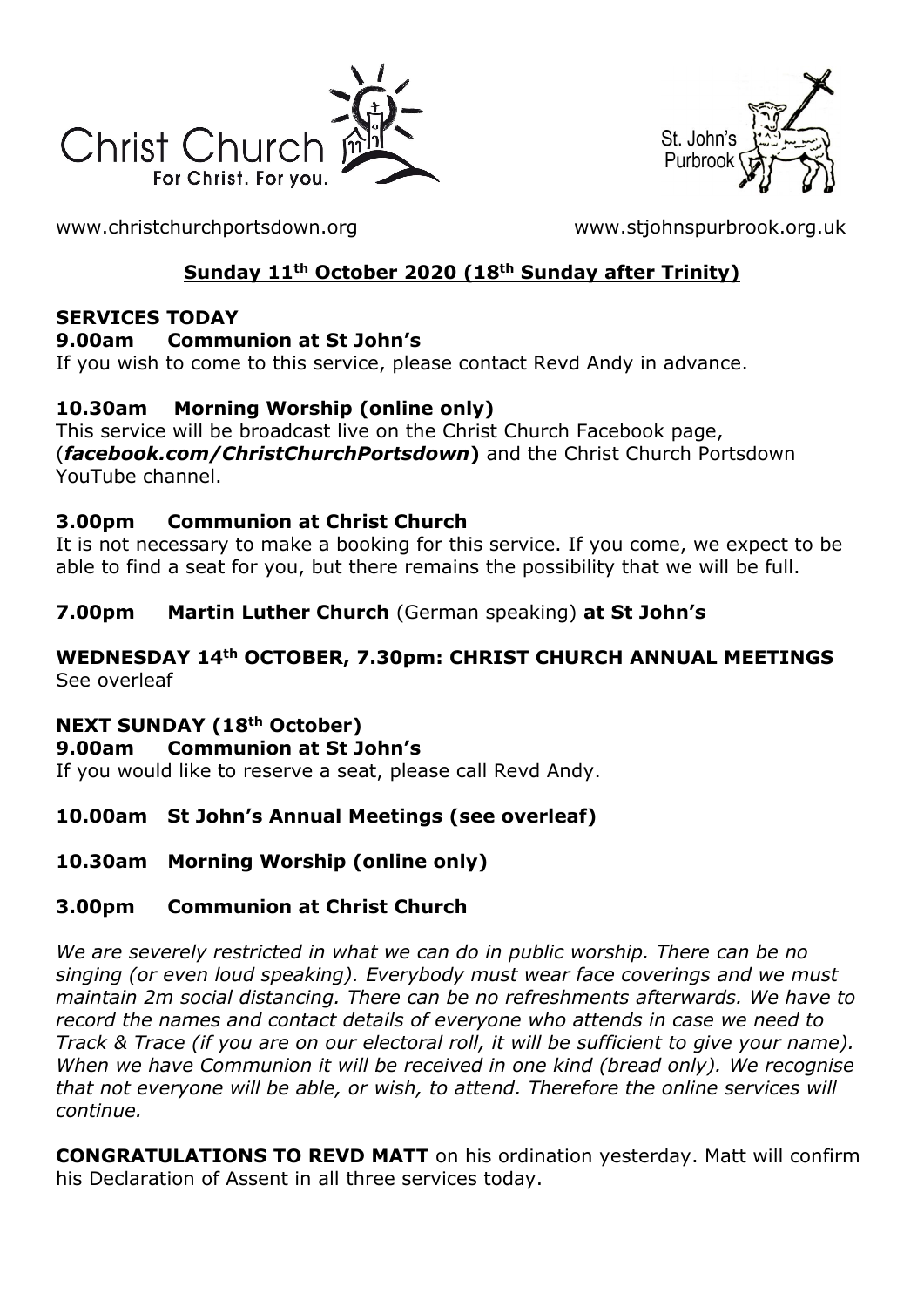Christ Church
For Christ. For you.

St. John's
Purbrook

www.christchurchportsdown.org www.stjohnspurbrook.org.uk

## Sunday 11th October 2020 (18th Sunday after Trinity)

### SERVICES TODAY

**9.00am Communion at St John's**

If you wish to come to this service, please contact Revd Andy in advance.

**10.30am Morning Worship (online only)**

This service will be broadcast live on the Christ Church Facebook page, (***facebook.com/ChristChurchPortsdown***) and the Christ Church Portsdown YouTube channel.

**3.00pm Communion at Christ Church**

It is not necessary to make a booking for this service. If you come, we expect to be able to find a seat for you, but there remains the possibility that we will be full.

**7.00pm Martin Luther Church** (German speaking) **at St John's**

**WEDNESDAY 14th OCTOBER, 7.30pm: CHRIST CHURCH ANNUAL MEETINGS**
See overleaf

### NEXT SUNDAY (18th October)

**9.00am Communion at St John's**

If you would like to reserve a seat, please call Revd Andy.

**10.00am St John's Annual Meetings (see overleaf)**

**10.30am Morning Worship (online only)**

**3.00pm Communion at Christ Church**

*We are severely restricted in what we can do in public worship. There can be no singing (or even loud speaking). Everybody must wear face coverings and we must maintain 2m social distancing. There can be no refreshments afterwards. We have to record the names and contact details of everyone who attends in case we need to Track & Trace (if you are on our electoral roll, it will be sufficient to give your name). When we have Communion it will be received in one kind (bread only). We recognise that not everyone will be able, or wish, to attend. Therefore the online services will continue.*

**CONGRATULATIONS TO REVD MATT** on his ordination yesterday. Matt will confirm his Declaration of Assent in all three services today.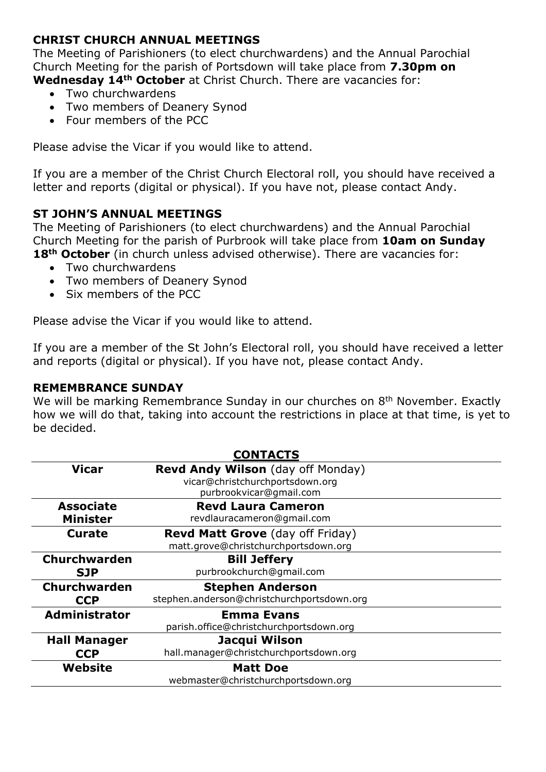**CHRIST CHURCH ANNUAL MEETINGS**

The Meeting of Parishioners (to elect churchwardens) and the Annual Parochial Church Meeting for the parish of Portsdown will take place from **7.30pm on Wednesday 14th October** at Christ Church. There are vacancies for:

- Two churchwardens
- Two members of Deanery Synod
- Four members of the PCC

Please advise the Vicar if you would like to attend.

If you are a member of the Christ Church Electoral roll, you should have received a letter and reports (digital or physical). If you have not, please contact Andy.

**ST JOHN'S ANNUAL MEETINGS**

The Meeting of Parishioners (to elect churchwardens) and the Annual Parochial Church Meeting for the parish of Purbrook will take place from **10am on Sunday 18th October** (in church unless advised otherwise). There are vacancies for:

- Two churchwardens
- Two members of Deanery Synod
- Six members of the PCC

Please advise the Vicar if you would like to attend.

If you are a member of the St John's Electoral roll, you should have received a letter and reports (digital or physical). If you have not, please contact Andy.

**REMEMBRANCE SUNDAY**

We will be marking Remembrance Sunday in our churches on 8th November. Exactly how we will do that, taking into account the restrictions in place at that time, is yet to be decided.

**CONTACTS**

| | |
|---|---|
| **Vicar** | **Revd Andy Wilson** (day off Monday)<br>vicar@christchurchportsdown.org<br>purbrookvicar@gmail.com |
| **Associate Minister** | **Revd Laura Cameron**<br>revdlauracameron@gmail.com |
| **Curate** | **Revd Matt Grove** (day off Friday)<br>matt.grove@christchurchportsdown.org |
| **Churchwarden SJP** | **Bill Jeffery**<br>purbrookchurch@gmail.com |
| **Churchwarden CCP** | **Stephen Anderson**<br>stephen.anderson@christchurchportsdown.org |
| **Administrator** | **Emma Evans**<br>parish.office@christchurchportsdown.org |
| **Hall Manager CCP** | **Jacqui Wilson**<br>hall.manager@christchurchportsdown.org |
| **Website** | **Matt Doe**<br>webmaster@christchurchportsdown.org |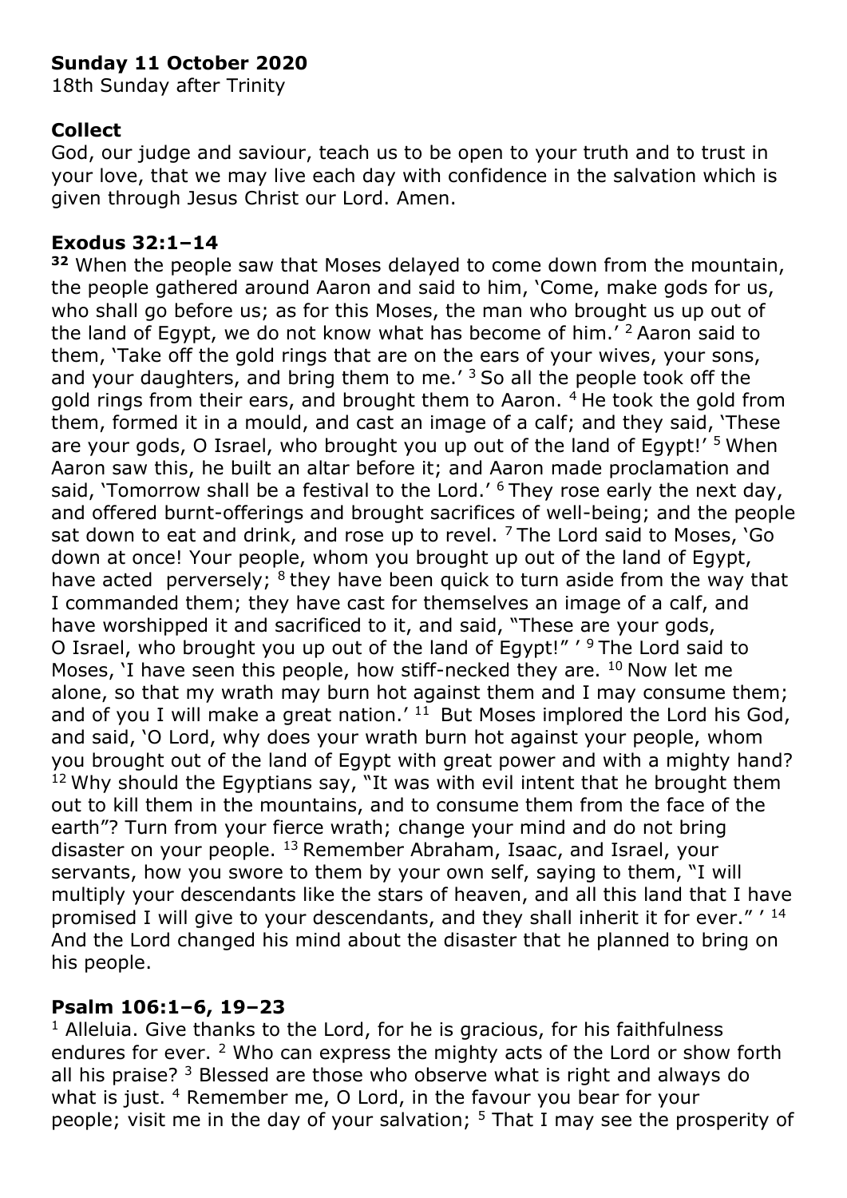**Sunday 11 October 2020**
18th Sunday after Trinity

**Collect**
God, our judge and saviour, teach us to be open to your truth and to trust in your love, that we may live each day with confidence in the salvation which is given through Jesus Christ our Lord. Amen.

**Exodus 32:1–14**
**32** When the people saw that Moses delayed to come down from the mountain, the people gathered around Aaron and said to him, 'Come, make gods for us, who shall go before us; as for this Moses, the man who brought us up out of the land of Egypt, we do not know what has become of him.' [2] Aaron said to them, 'Take off the gold rings that are on the ears of your wives, your sons, and your daughters, and bring them to me.' [3] So all the people took off the gold rings from their ears, and brought them to Aaron. [4] He took the gold from them, formed it in a mould, and cast an image of a calf; and they said, 'These are your gods, O Israel, who brought you up out of the land of Egypt!' [5] When Aaron saw this, he built an altar before it; and Aaron made proclamation and said, 'Tomorrow shall be a festival to the Lord.' [6] They rose early the next day, and offered burnt-offerings and brought sacrifices of well-being; and the people sat down to eat and drink, and rose up to revel. [7] The Lord said to Moses, 'Go down at once! Your people, whom you brought up out of the land of Egypt, have acted perversely; [8] they have been quick to turn aside from the way that I commanded them; they have cast for themselves an image of a calf, and have worshipped it and sacrificed to it, and said, "These are your gods, O Israel, who brought you up out of the land of Egypt!" ' [9] The Lord said to Moses, 'I have seen this people, how stiff-necked they are. [10] Now let me alone, so that my wrath may burn hot against them and I may consume them; and of you I will make a great nation.' [11] But Moses implored the Lord his God, and said, 'O Lord, why does your wrath burn hot against your people, whom you brought out of the land of Egypt with great power and with a mighty hand? [12] Why should the Egyptians say, "It was with evil intent that he brought them out to kill them in the mountains, and to consume them from the face of the earth"? Turn from your fierce wrath; change your mind and do not bring disaster on your people. [13] Remember Abraham, Isaac, and Israel, your servants, how you swore to them by your own self, saying to them, "I will multiply your descendants like the stars of heaven, and all this land that I have promised I will give to your descendants, and they shall inherit it for ever." ' [14] And the Lord changed his mind about the disaster that he planned to bring on his people.

**Psalm 106:1–6, 19–23**
[1] Alleluia. Give thanks to the Lord, for he is gracious, for his faithfulness endures for ever. [2] Who can express the mighty acts of the Lord or show forth all his praise? [3] Blessed are those who observe what is right and always do what is just. [4] Remember me, O Lord, in the favour you bear for your people; visit me in the day of your salvation; [5] That I may see the prosperity of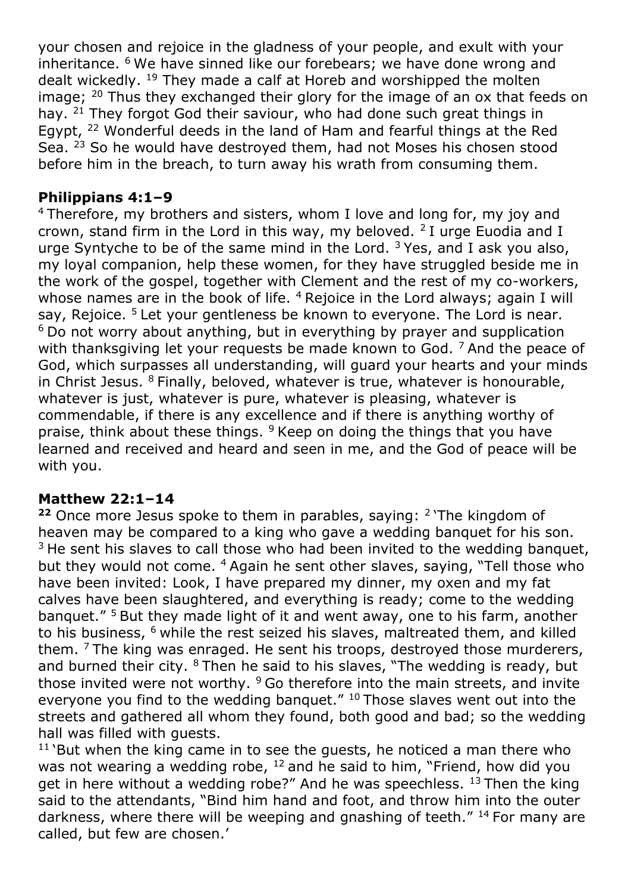your chosen and rejoice in the gladness of your people, and exult with your inheritance. [6] We have sinned like our forebears; we have done wrong and dealt wickedly. [19] They made a calf at Horeb and worshipped the molten image; [20] Thus they exchanged their glory for the image of an ox that feeds on hay. [21] They forgot God their saviour, who had done such great things in Egypt, [22] Wonderful deeds in the land of Ham and fearful things at the Red Sea. [23] So he would have destroyed them, had not Moses his chosen stood before him in the breach, to turn away his wrath from consuming them.

**Philippians 4:1–9**

[4] Therefore, my brothers and sisters, whom I love and long for, my joy and crown, stand firm in the Lord in this way, my beloved. [2] I urge Euodia and I urge Syntyche to be of the same mind in the Lord. [3] Yes, and I ask you also, my loyal companion, help these women, for they have struggled beside me in the work of the gospel, together with Clement and the rest of my co-workers, whose names are in the book of life. [4] Rejoice in the Lord always; again I will say, Rejoice. [5] Let your gentleness be known to everyone. The Lord is near. [6] Do not worry about anything, but in everything by prayer and supplication with thanksgiving let your requests be made known to God. [7] And the peace of God, which surpasses all understanding, will guard your hearts and your minds in Christ Jesus. [8] Finally, beloved, whatever is true, whatever is honourable, whatever is just, whatever is pure, whatever is pleasing, whatever is commendable, if there is any excellence and if there is anything worthy of praise, think about these things. [9] Keep on doing the things that you have learned and received and heard and seen in me, and the God of peace will be with you.

**Matthew 22:1–14**

**22** Once more Jesus spoke to them in parables, saying: [2] 'The kingdom of heaven may be compared to a king who gave a wedding banquet for his son. [3] He sent his slaves to call those who had been invited to the wedding banquet, but they would not come. [4] Again he sent other slaves, saying, "Tell those who have been invited: Look, I have prepared my dinner, my oxen and my fat calves have been slaughtered, and everything is ready; come to the wedding banquet." [5] But they made light of it and went away, one to his farm, another to his business, [6] while the rest seized his slaves, maltreated them, and killed them. [7] The king was enraged. He sent his troops, destroyed those murderers, and burned their city. [8] Then he said to his slaves, "The wedding is ready, but those invited were not worthy. [9] Go therefore into the main streets, and invite everyone you find to the wedding banquet." [10] Those slaves went out into the streets and gathered all whom they found, both good and bad; so the wedding hall was filled with guests.

[11] 'But when the king came in to see the guests, he noticed a man there who was not wearing a wedding robe, [12] and he said to him, "Friend, how did you get in here without a wedding robe?" And he was speechless. [13] Then the king said to the attendants, "Bind him hand and foot, and throw him into the outer darkness, where there will be weeping and gnashing of teeth." [14] For many are called, but few are chosen.'